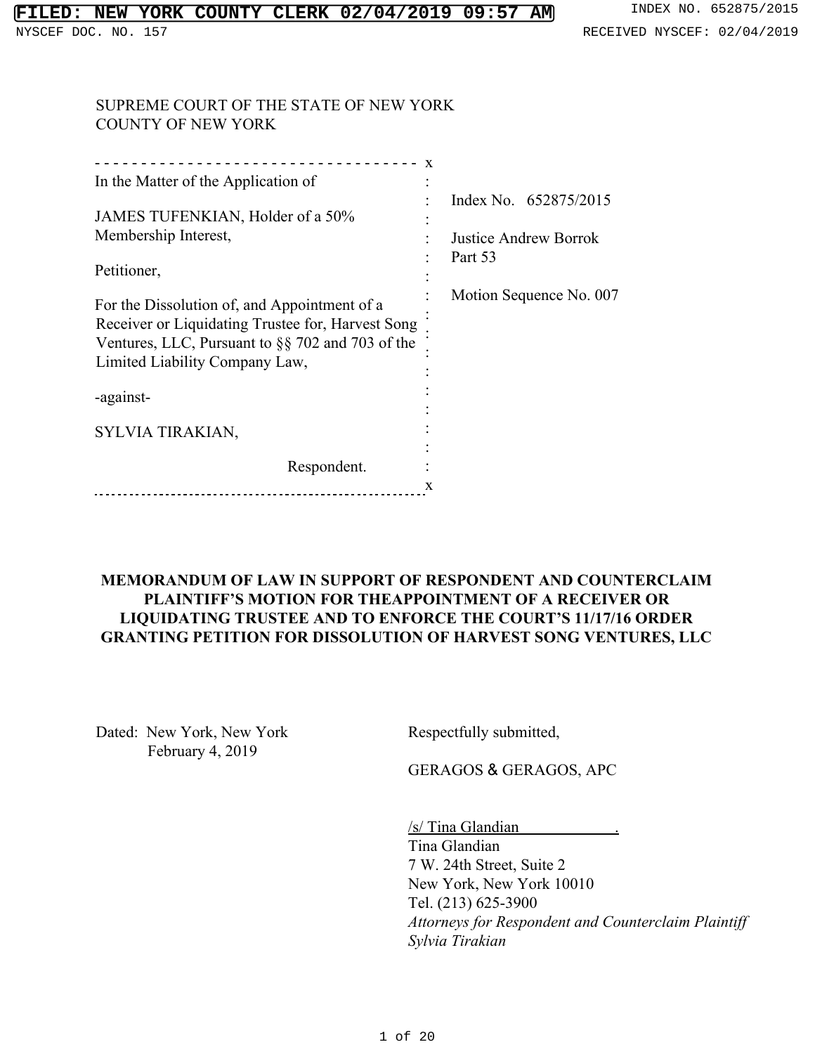FILED: NEW YORK COUNTY CLERK 02/04/2019 09:57 AM

INDEX NO. 652875/2015

NYSCEF DOC. NO. 157

RECEIVED NYSCEF: 02/04/2019

SUPREME COURT OF THE STATE OF NEW YORK
COUNTY OF NEW YORK

---

In the Matter of the Application of

JAMES TUFENKIAN, Holder of a 50% Membership Interest,

Petitioner,

For the Dissolution of, and Appointment of a Receiver or Liquidating Trustee for, Harvest Song Ventures, LLC, Pursuant to §§ 702 and 703 of the Limited Liability Company Law,

-against-

SYLVIA TIRAKIAN,

Respondent.

---

Index No. 652875/2015

Justice Andrew Borrok
Part 53

Motion Sequence No. 007

**MEMORANDUM OF LAW IN SUPPORT OF RESPONDENT AND COUNTERCLAIM PLAINTIFF'S MOTION FOR THEAPPOINTMENT OF A RECEIVER OR LIQUIDATING TRUSTEE AND TO ENFORCE THE COURT'S 11/17/16 ORDER GRANTING PETITION FOR DISSOLUTION OF HARVEST SONG VENTURES, LLC**

Dated: New York, New York
February 4, 2019

Respectfully submitted,

GERAGOS & GERAGOS, APC

/s/ Tina Glandian .
Tina Glandian
7 W. 24th Street, Suite 2
New York, New York 10010
Tel. (213) 625-3900
*Attorneys for Respondent and Counterclaim Plaintiff Sylvia Tirakian*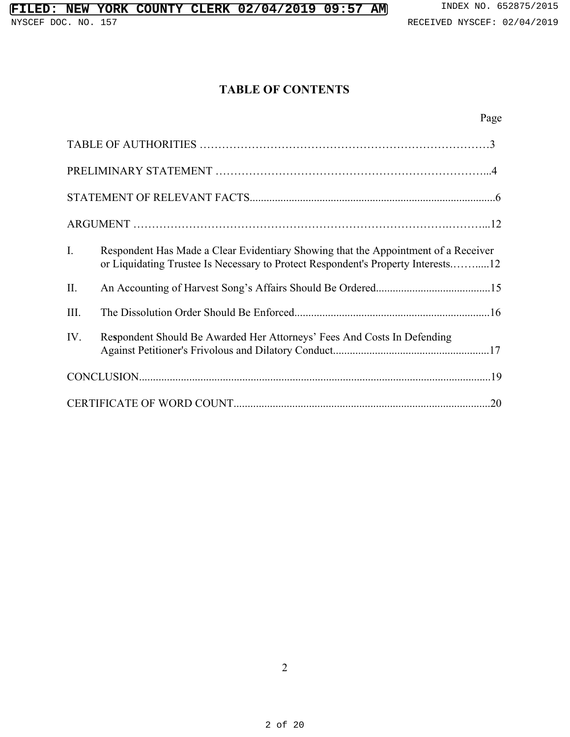# TABLE OF CONTENTS

| | Page |
|---|---|
| TABLE OF AUTHORITIES | 3 |
| PRELIMINARY STATEMENT | 4 |
| STATEMENT OF RELEVANT FACTS | 6 |
| ARGUMENT | 12 |
| I. Respondent Has Made a Clear Evidentiary Showing that the Appointment of a Receiver or Liquidating Trustee Is Necessary to Protect Respondent's Property Interests. | 12 |
| II. An Accounting of Harvest Song's Affairs Should Be Ordered | 15 |
| III. The Dissolution Order Should Be Enforced | 16 |
| IV. Respondent Should Be Awarded Her Attorneys' Fees And Costs In Defending Against Petitioner's Frivolous and Dilatory Conduct | 17 |
| CONCLUSION | 19 |
| CERTIFICATE OF WORD COUNT | 20 |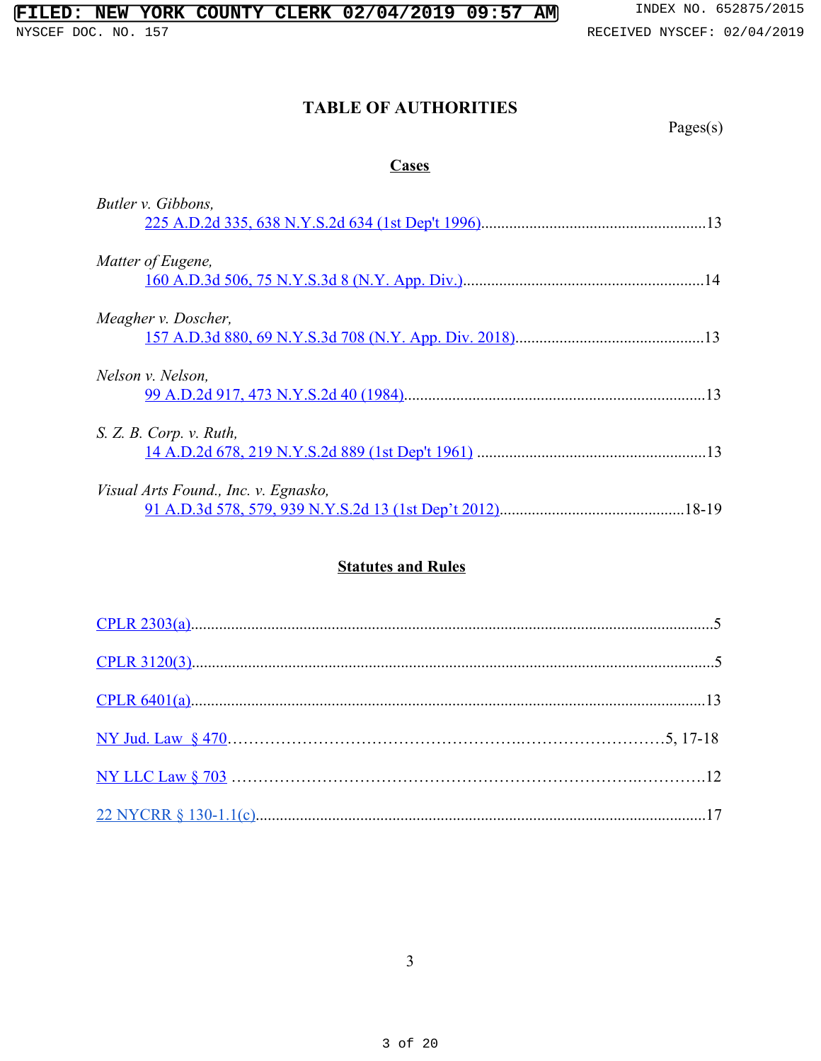# TABLE OF AUTHORITIES

Pages(s)

## Cases

*Butler v. Gibbons*,
225 A.D.2d 335, 638 N.Y.S.2d 634 (1st Dep't 1996)........................................................13

*Matter of Eugene*,
160 A.D.3d 506, 75 N.Y.S.3d 8 (N.Y. App. Div.)............................................................14

*Meagher v. Doscher*,
157 A.D.3d 880, 69 N.Y.S.3d 708 (N.Y. App. Div. 2018)...............................................13

*Nelson v. Nelson*,
99 A.D.2d 917, 473 N.Y.S.2d 40 (1984)...........................................................................13

*S. Z. B. Corp. v. Ruth*,
14 A.D.2d 678, 219 N.Y.S.2d 889 (1st Dep't 1961) .........................................................13

*Visual Arts Found., Inc. v. Egnasko*,
91 A.D.3d 578, 579, 939 N.Y.S.2d 13 (1st Dep't 2012).............................................18-19

## Statutes and Rules

CPLR 2303(a).................................................................................................................5

CPLR 3120(3).................................................................................................................5

CPLR 6401(a)...............................................................................................................13

NY Jud. Law § 470……………………………………………….………………………5, 17-18

NY LLC Law § 703 ……………………………………………………………….………..12

22 NYCRR § 130-1.1(c)...............................................................................................17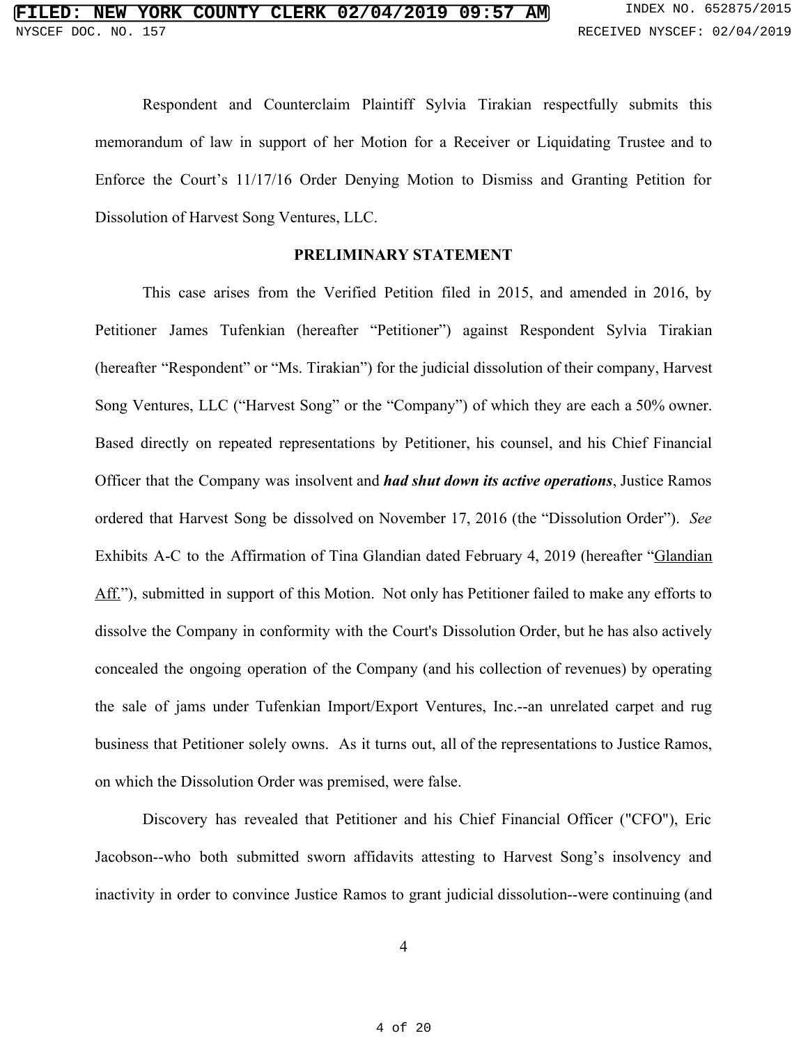Respondent and Counterclaim Plaintiff Sylvia Tirakian respectfully submits this memorandum of law in support of her Motion for a Receiver or Liquidating Trustee and to Enforce the Court's 11/17/16 Order Denying Motion to Dismiss and Granting Petition for Dissolution of Harvest Song Ventures, LLC.

## PRELIMINARY STATEMENT

This case arises from the Verified Petition filed in 2015, and amended in 2016, by Petitioner James Tufenkian (hereafter "Petitioner") against Respondent Sylvia Tirakian (hereafter "Respondent" or "Ms. Tirakian") for the judicial dissolution of their company, Harvest Song Ventures, LLC ("Harvest Song" or the "Company") of which they are each a 50% owner. Based directly on repeated representations by Petitioner, his counsel, and his Chief Financial Officer that the Company was insolvent and ***had shut down its active operations***, Justice Ramos ordered that Harvest Song be dissolved on November 17, 2016 (the "Dissolution Order"). *See* Exhibits A-C to the Affirmation of Tina Glandian dated February 4, 2019 (hereafter "Glandian Aff."), submitted in support of this Motion. Not only has Petitioner failed to make any efforts to dissolve the Company in conformity with the Court's Dissolution Order, but he has also actively concealed the ongoing operation of the Company (and his collection of revenues) by operating the sale of jams under Tufenkian Import/Export Ventures, Inc.--an unrelated carpet and rug business that Petitioner solely owns. As it turns out, all of the representations to Justice Ramos, on which the Dissolution Order was premised, were false.

Discovery has revealed that Petitioner and his Chief Financial Officer ("CFO"), Eric Jacobson--who both submitted sworn affidavits attesting to Harvest Song's insolvency and inactivity in order to convince Justice Ramos to grant judicial dissolution--were continuing (and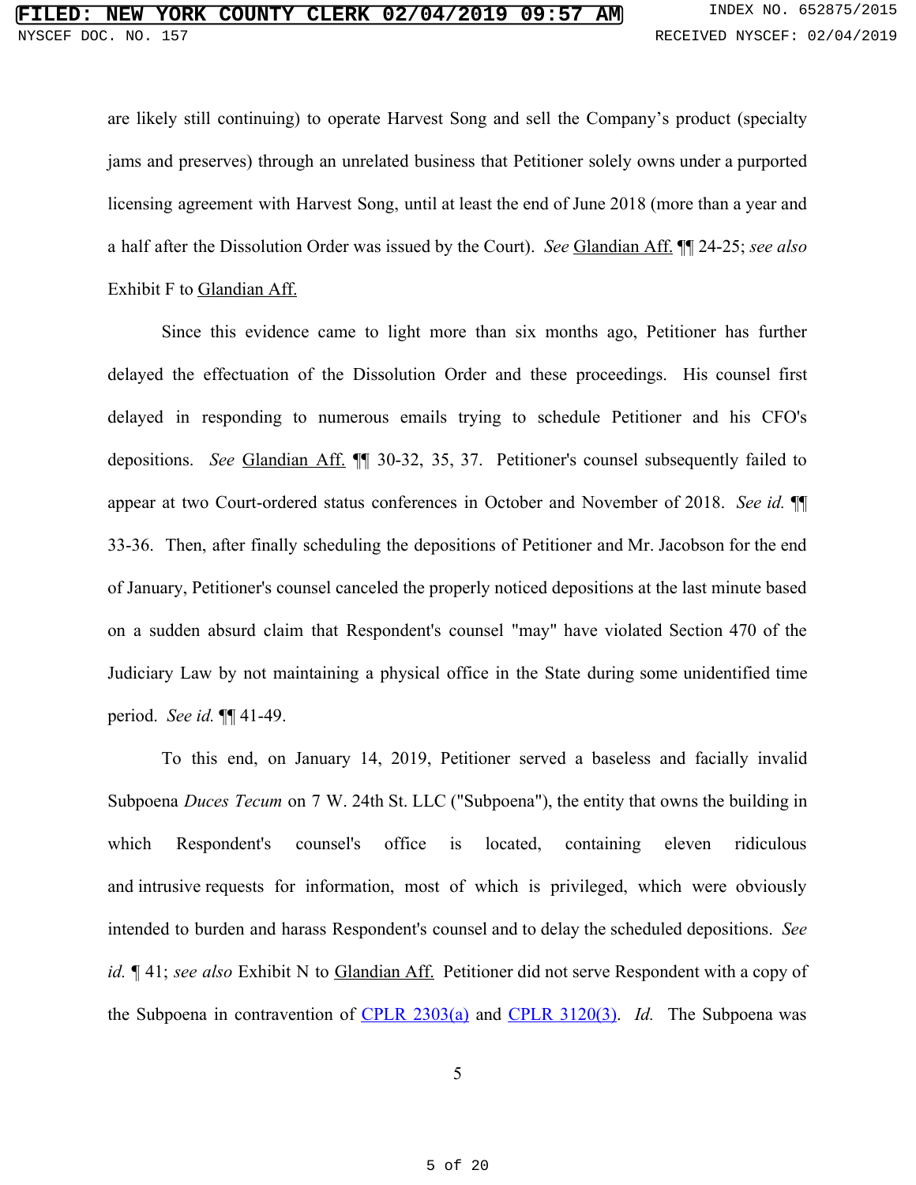are likely still continuing) to operate Harvest Song and sell the Company's product (specialty jams and preserves) through an unrelated business that Petitioner solely owns under a purported licensing agreement with Harvest Song, until at least the end of June 2018 (more than a year and a half after the Dissolution Order was issued by the Court). *See* Glandian Aff. ¶¶ 24-25; *see also* Exhibit F to Glandian Aff.

Since this evidence came to light more than six months ago, Petitioner has further delayed the effectuation of the Dissolution Order and these proceedings. His counsel first delayed in responding to numerous emails trying to schedule Petitioner and his CFO's depositions. *See* Glandian Aff. ¶¶ 30-32, 35, 37. Petitioner's counsel subsequently failed to appear at two Court-ordered status conferences in October and November of 2018. *See id.* ¶¶ 33-36. Then, after finally scheduling the depositions of Petitioner and Mr. Jacobson for the end of January, Petitioner's counsel canceled the properly noticed depositions at the last minute based on a sudden absurd claim that Respondent's counsel "may" have violated Section 470 of the Judiciary Law by not maintaining a physical office in the State during some unidentified time period. *See id.* ¶¶ 41-49.

To this end, on January 14, 2019, Petitioner served a baseless and facially invalid Subpoena *Duces Tecum* on 7 W. 24th St. LLC ("Subpoena"), the entity that owns the building in which Respondent's counsel's office is located, containing eleven ridiculous and intrusive requests for information, most of which is privileged, which were obviously intended to burden and harass Respondent's counsel and to delay the scheduled depositions. *See id.* ¶ 41; *see also* Exhibit N to Glandian Aff. Petitioner did not serve Respondent with a copy of the Subpoena in contravention of CPLR 2303(a) and CPLR 3120(3). *Id.* The Subpoena was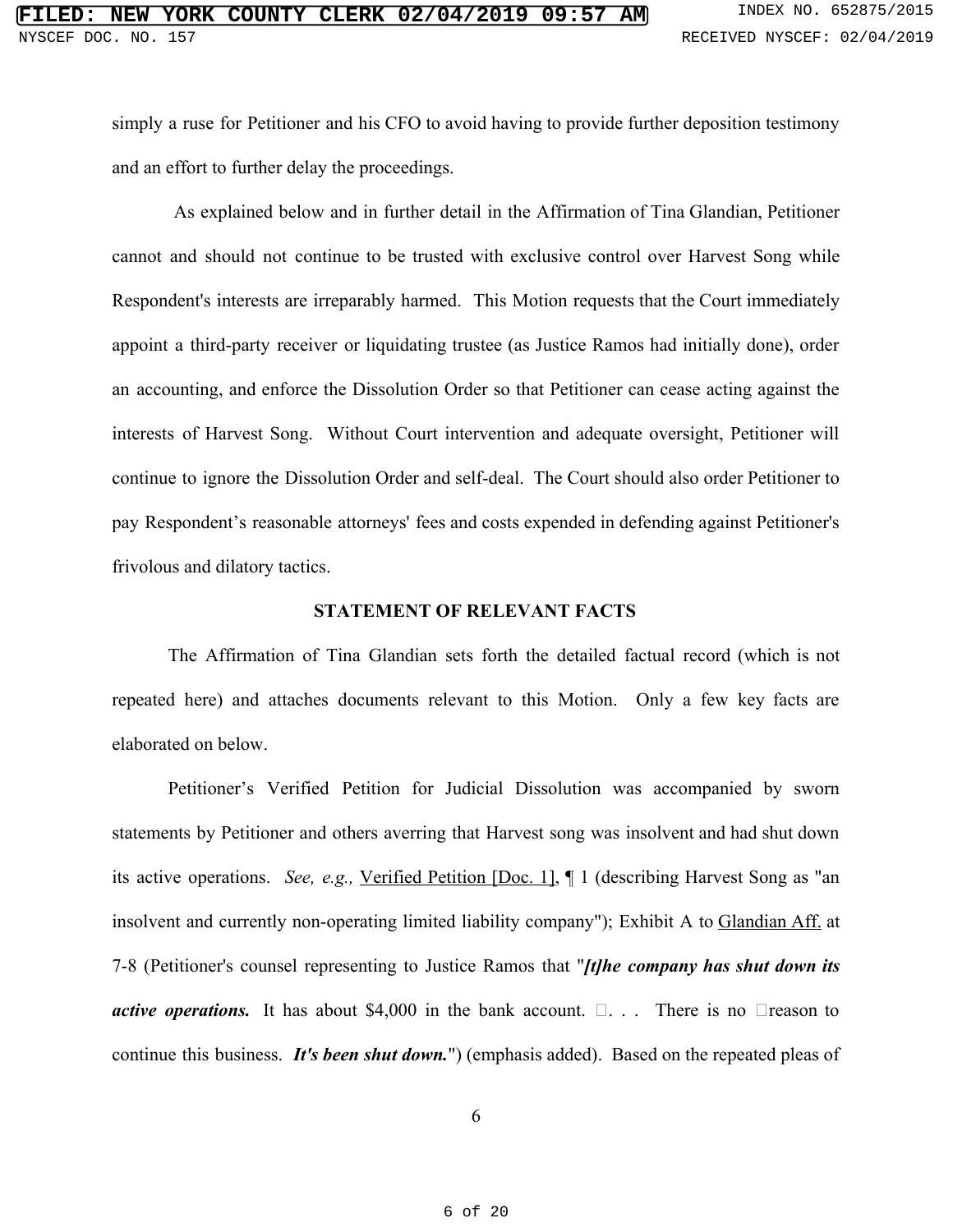simply a ruse for Petitioner and his CFO to avoid having to provide further deposition testimony and an effort to further delay the proceedings.

As explained below and in further detail in the Affirmation of Tina Glandian, Petitioner cannot and should not continue to be trusted with exclusive control over Harvest Song while Respondent's interests are irreparably harmed. This Motion requests that the Court immediately appoint a third-party receiver or liquidating trustee (as Justice Ramos had initially done), order an accounting, and enforce the Dissolution Order so that Petitioner can cease acting against the interests of Harvest Song. Without Court intervention and adequate oversight, Petitioner will continue to ignore the Dissolution Order and self-deal. The Court should also order Petitioner to pay Respondent's reasonable attorneys' fees and costs expended in defending against Petitioner's frivolous and dilatory tactics.

## STATEMENT OF RELEVANT FACTS

The Affirmation of Tina Glandian sets forth the detailed factual record (which is not repeated here) and attaches documents relevant to this Motion. Only a few key facts are elaborated on below.

Petitioner's Verified Petition for Judicial Dissolution was accompanied by sworn statements by Petitioner and others averring that Harvest song was insolvent and had shut down its active operations. *See, e.g.,* Verified Petition [Doc. 1], ¶ 1 (describing Harvest Song as "an insolvent and currently non-operating limited liability company"); Exhibit A to Glandian Aff. at 7-8 (Petitioner's counsel representing to Justice Ramos that "***[t]he company has shut down its active operations.*** It has about $4,000 in the bank account. . . . There is no reason to continue this business. ***It's been shut down.***") (emphasis added). Based on the repeated pleas of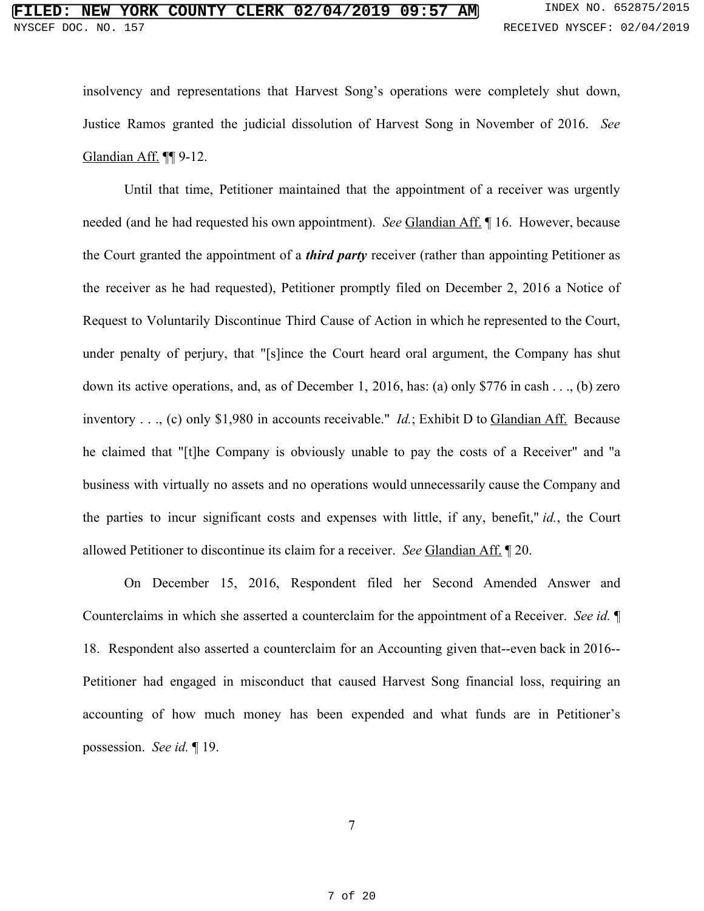insolvency and representations that Harvest Song's operations were completely shut down, Justice Ramos granted the judicial dissolution of Harvest Song in November of 2016. *See* Glandian Aff. ¶¶ 9-12.

Until that time, Petitioner maintained that the appointment of a receiver was urgently needed (and he had requested his own appointment). *See* Glandian Aff. ¶ 16. However, because the Court granted the appointment of a ***third party*** receiver (rather than appointing Petitioner as the receiver as he had requested), Petitioner promptly filed on December 2, 2016 a Notice of Request to Voluntarily Discontinue Third Cause of Action in which he represented to the Court, under penalty of perjury, that "[s]ince the Court heard oral argument, the Company has shut down its active operations, and, as of December 1, 2016, has: (a) only $776 in cash . . ., (b) zero inventory . . ., (c) only $1,980 in accounts receivable." *Id.*; Exhibit D to Glandian Aff. Because he claimed that "[t]he Company is obviously unable to pay the costs of a Receiver" and "a business with virtually no assets and no operations would unnecessarily cause the Company and the parties to incur significant costs and expenses with little, if any, benefit," *id.*, the Court allowed Petitioner to discontinue its claim for a receiver. *See* Glandian Aff. ¶ 20.

On December 15, 2016, Respondent filed her Second Amended Answer and Counterclaims in which she asserted a counterclaim for the appointment of a Receiver. *See id.* ¶ 18. Respondent also asserted a counterclaim for an Accounting given that--even back in 2016--Petitioner had engaged in misconduct that caused Harvest Song financial loss, requiring an accounting of how much money has been expended and what funds are in Petitioner's possession. *See id.* ¶ 19.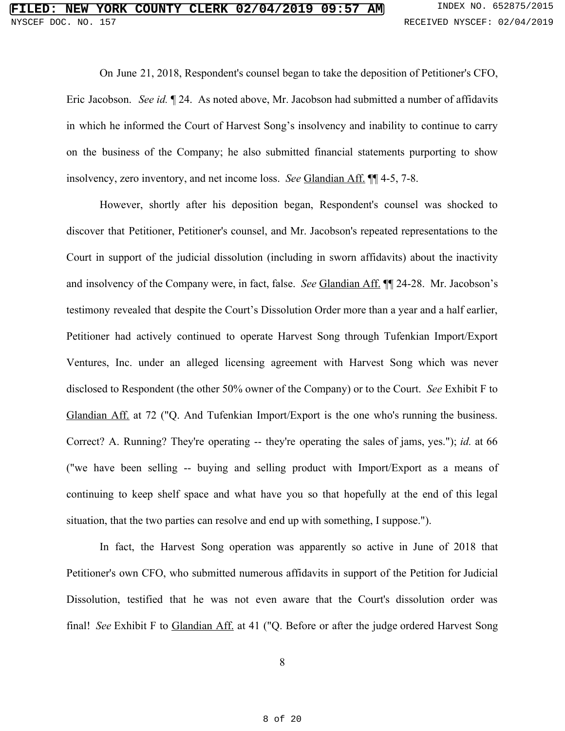On June 21, 2018, Respondent's counsel began to take the deposition of Petitioner's CFO, Eric Jacobson. *See id.* ¶ 24. As noted above, Mr. Jacobson had submitted a number of affidavits in which he informed the Court of Harvest Song's insolvency and inability to continue to carry on the business of the Company; he also submitted financial statements purporting to show insolvency, zero inventory, and net income loss. *See* Glandian Aff. ¶¶ 4-5, 7-8.

However, shortly after his deposition began, Respondent's counsel was shocked to discover that Petitioner, Petitioner's counsel, and Mr. Jacobson's repeated representations to the Court in support of the judicial dissolution (including in sworn affidavits) about the inactivity and insolvency of the Company were, in fact, false. *See* Glandian Aff. ¶¶ 24-28. Mr. Jacobson's testimony revealed that despite the Court's Dissolution Order more than a year and a half earlier, Petitioner had actively continued to operate Harvest Song through Tufenkian Import/Export Ventures, Inc. under an alleged licensing agreement with Harvest Song which was never disclosed to Respondent (the other 50% owner of the Company) or to the Court. *See* Exhibit F to Glandian Aff. at 72 ("Q. And Tufenkian Import/Export is the one who's running the business. Correct? A. Running? They're operating -- they're operating the sales of jams, yes."); *id.* at 66 ("we have been selling -- buying and selling product with Import/Export as a means of continuing to keep shelf space and what have you so that hopefully at the end of this legal situation, that the two parties can resolve and end up with something, I suppose.").

In fact, the Harvest Song operation was apparently so active in June of 2018 that Petitioner's own CFO, who submitted numerous affidavits in support of the Petition for Judicial Dissolution, testified that he was not even aware that the Court's dissolution order was final! *See* Exhibit F to Glandian Aff. at 41 ("Q. Before or after the judge ordered Harvest Song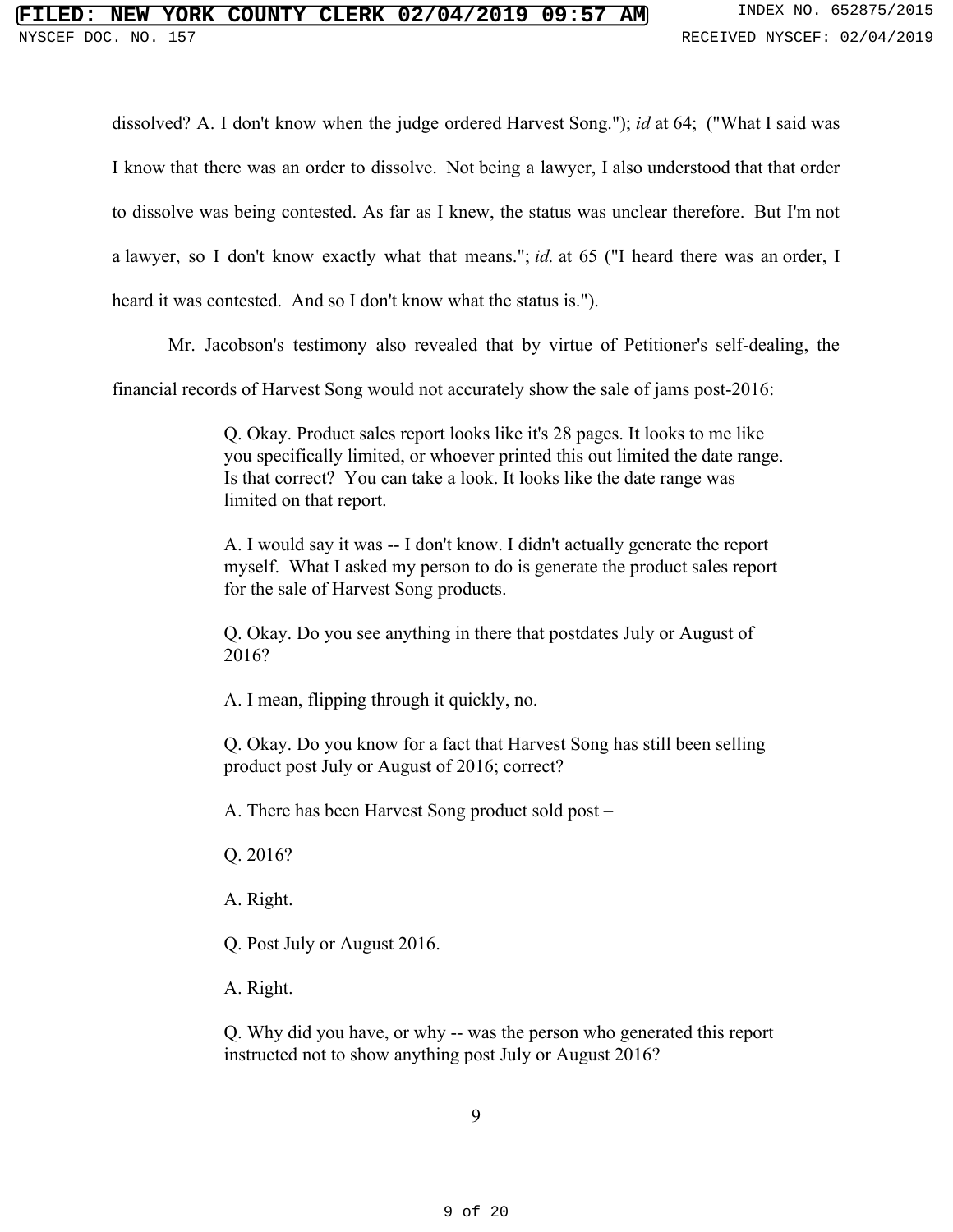dissolved? A. I don't know when the judge ordered Harvest Song."); *id* at 64; ("What I said was I know that there was an order to dissolve. Not being a lawyer, I also understood that that order to dissolve was being contested. As far as I knew, the status was unclear therefore. But I'm not a lawyer, so I don't know exactly what that means."; *id.* at 65 ("I heard there was an order, I heard it was contested. And so I don't know what the status is.").

Mr. Jacobson's testimony also revealed that by virtue of Petitioner's self-dealing, the financial records of Harvest Song would not accurately show the sale of jams post-2016:

> Q. Okay. Product sales report looks like it's 28 pages. It looks to me like you specifically limited, or whoever printed this out limited the date range. Is that correct? You can take a look. It looks like the date range was limited on that report.
>
> A. I would say it was -- I don't know. I didn't actually generate the report myself. What I asked my person to do is generate the product sales report for the sale of Harvest Song products.
>
> Q. Okay. Do you see anything in there that postdates July or August of 2016?
>
> A. I mean, flipping through it quickly, no.
>
> Q. Okay. Do you know for a fact that Harvest Song has still been selling product post July or August of 2016; correct?
>
> A. There has been Harvest Song product sold post –
>
> Q. 2016?
>
> A. Right.
>
> Q. Post July or August 2016.
>
> A. Right.
>
> Q. Why did you have, or why -- was the person who generated this report instructed not to show anything post July or August 2016?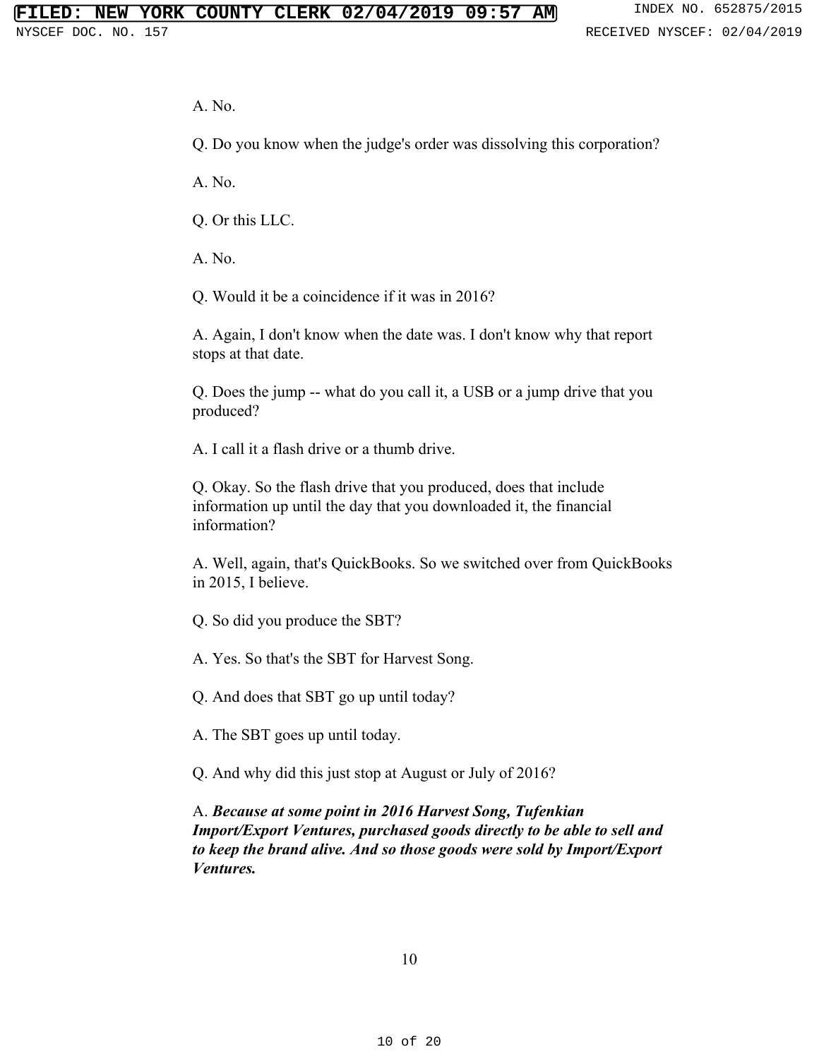A. No.

Q. Do you know when the judge's order was dissolving this corporation?

A. No.

Q. Or this LLC.

A. No.

Q. Would it be a coincidence if it was in 2016?

A. Again, I don't know when the date was. I don't know why that report stops at that date.

Q. Does the jump -- what do you call it, a USB or a jump drive that you produced?

A. I call it a flash drive or a thumb drive.

Q. Okay. So the flash drive that you produced, does that include information up until the day that you downloaded it, the financial information?

A. Well, again, that's QuickBooks. So we switched over from QuickBooks in 2015, I believe.

Q. So did you produce the SBT?

A. Yes. So that's the SBT for Harvest Song.

Q. And does that SBT go up until today?

A. The SBT goes up until today.

Q. And why did this just stop at August or July of 2016?

A. ***Because at some point in 2016 Harvest Song, Tufenkian Import/Export Ventures, purchased goods directly to be able to sell and to keep the brand alive. And so those goods were sold by Import/Export Ventures.***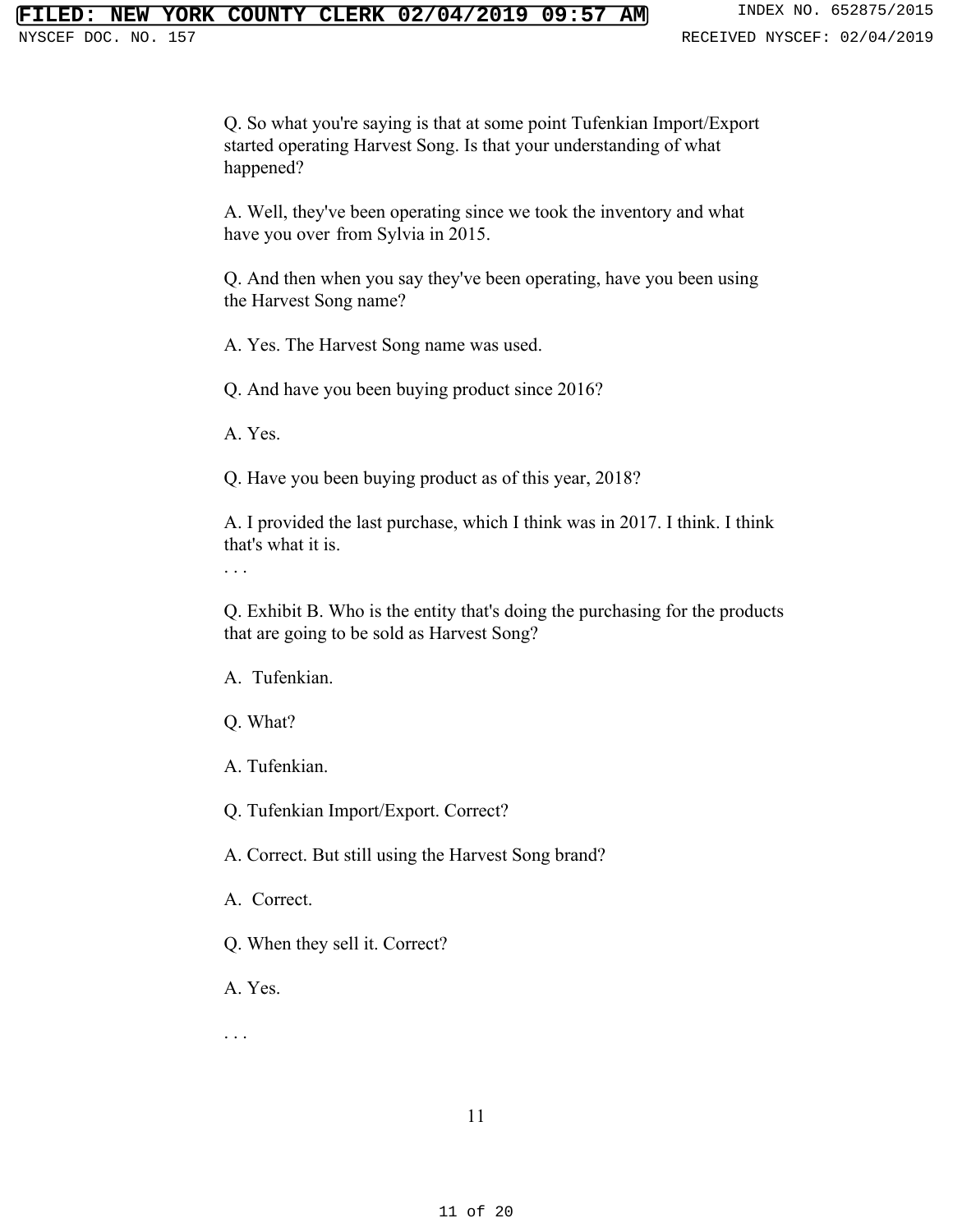Q. So what you're saying is that at some point Tufenkian Import/Export started operating Harvest Song. Is that your understanding of what happened?

A. Well, they've been operating since we took the inventory and what have you over from Sylvia in 2015.

Q. And then when you say they've been operating, have you been using the Harvest Song name?

A. Yes. The Harvest Song name was used.

Q. And have you been buying product since 2016?

A. Yes.

Q. Have you been buying product as of this year, 2018?

A. I provided the last purchase, which I think was in 2017. I think. I think that's what it is.

. . .

Q. Exhibit B. Who is the entity that's doing the purchasing for the products that are going to be sold as Harvest Song?

A. Tufenkian.

Q. What?

A. Tufenkian.

Q. Tufenkian Import/Export. Correct?

A. Correct. But still using the Harvest Song brand?

A. Correct.

Q. When they sell it. Correct?

A. Yes.

. . .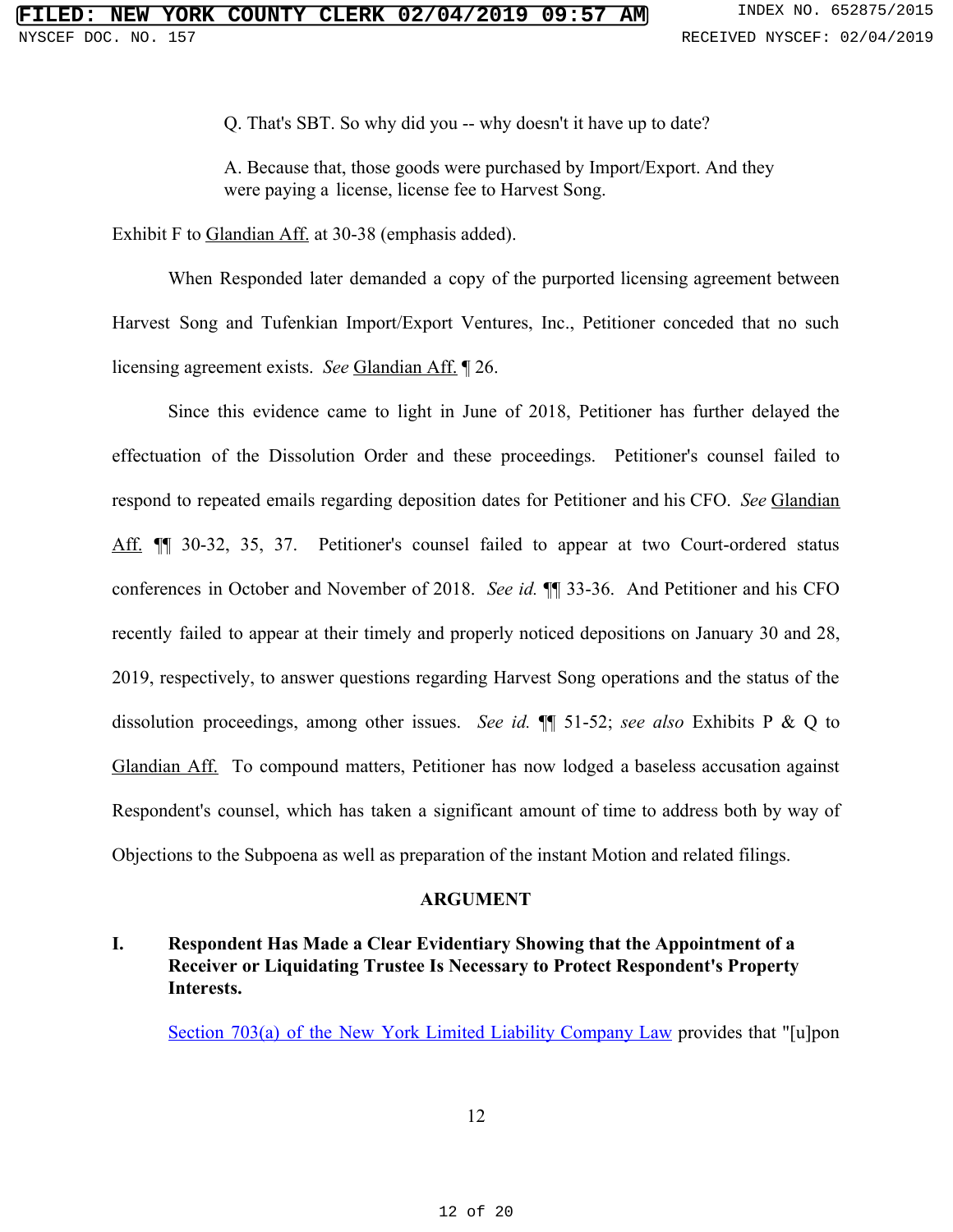> Q. That's SBT. So why did you -- why doesn't it have up to date?
>
> A. Because that, those goods were purchased by Import/Export. And they were paying a license, license fee to Harvest Song.

Exhibit F to Glandian Aff. at 30-38 (emphasis added).

When Responded later demanded a copy of the purported licensing agreement between Harvest Song and Tufenkian Import/Export Ventures, Inc., Petitioner conceded that no such licensing agreement exists. *See* Glandian Aff. ¶ 26.

Since this evidence came to light in June of 2018, Petitioner has further delayed the effectuation of the Dissolution Order and these proceedings. Petitioner's counsel failed to respond to repeated emails regarding deposition dates for Petitioner and his CFO. *See* Glandian Aff. ¶¶ 30-32, 35, 37. Petitioner's counsel failed to appear at two Court-ordered status conferences in October and November of 2018. *See id.* ¶¶ 33-36. And Petitioner and his CFO recently failed to appear at their timely and properly noticed depositions on January 30 and 28, 2019, respectively, to answer questions regarding Harvest Song operations and the status of the dissolution proceedings, among other issues. *See id.* ¶¶ 51-52; *see also* Exhibits P & Q to Glandian Aff. To compound matters, Petitioner has now lodged a baseless accusation against Respondent's counsel, which has taken a significant amount of time to address both by way of Objections to the Subpoena as well as preparation of the instant Motion and related filings.

## ARGUMENT

### I. Respondent Has Made a Clear Evidentiary Showing that the Appointment of a Receiver or Liquidating Trustee Is Necessary to Protect Respondent's Property Interests.

Section 703(a) of the New York Limited Liability Company Law provides that "[u]pon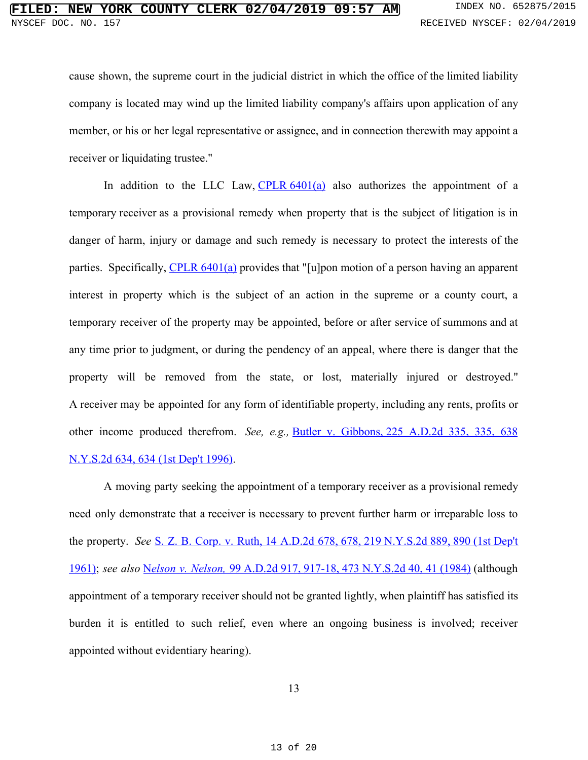cause shown, the supreme court in the judicial district in which the office of the limited liability company is located may wind up the limited liability company's affairs upon application of any member, or his or her legal representative or assignee, and in connection therewith may appoint a receiver or liquidating trustee."

In addition to the LLC Law, CPLR 6401(a) also authorizes the appointment of a temporary receiver as a provisional remedy when property that is the subject of litigation is in danger of harm, injury or damage and such remedy is necessary to protect the interests of the parties. Specifically, CPLR 6401(a) provides that "[u]pon motion of a person having an apparent interest in property which is the subject of an action in the supreme or a county court, a temporary receiver of the property may be appointed, before or after service of summons and at any time prior to judgment, or during the pendency of an appeal, where there is danger that the property will be removed from the state, or lost, materially injured or destroyed." A receiver may be appointed for any form of identifiable property, including any rents, profits or other income produced therefrom. *See, e.g.,* Butler v. Gibbons, 225 A.D.2d 335, 335, 638 N.Y.S.2d 634, 634 (1st Dep't 1996).

A moving party seeking the appointment of a temporary receiver as a provisional remedy need only demonstrate that a receiver is necessary to prevent further harm or irreparable loss to the property. *See* S. Z. B. Corp. v. Ruth, 14 A.D.2d 678, 678, 219 N.Y.S.2d 889, 890 (1st Dep't 1961); *see also* N*elson v. Nelson,* 99 A.D.2d 917, 917-18, 473 N.Y.S.2d 40, 41 (1984) (although appointment of a temporary receiver should not be granted lightly, when plaintiff has satisfied its burden it is entitled to such relief, even where an ongoing business is involved; receiver appointed without evidentiary hearing).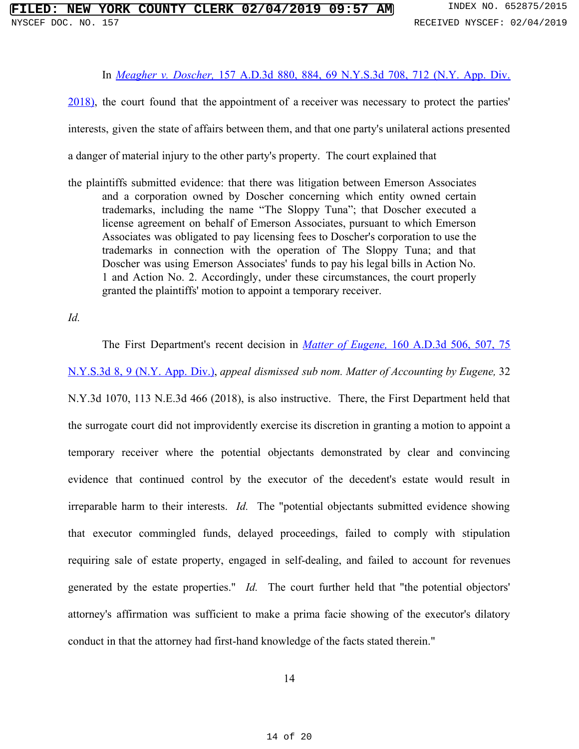In *Meagher v. Doscher,* 157 A.D.3d 880, 884, 69 N.Y.S.3d 708, 712 (N.Y. App. Div. 2018), the court found that the appointment of a receiver was necessary to protect the parties' interests, given the state of affairs between them, and that one party's unilateral actions presented a danger of material injury to the other party's property. The court explained that

> the plaintiffs submitted evidence: that there was litigation between Emerson Associates and a corporation owned by Doscher concerning which entity owned certain trademarks, including the name "The Sloppy Tuna"; that Doscher executed a license agreement on behalf of Emerson Associates, pursuant to which Emerson Associates was obligated to pay licensing fees to Doscher's corporation to use the trademarks in connection with the operation of The Sloppy Tuna; and that Doscher was using Emerson Associates' funds to pay his legal bills in Action No. 1 and Action No. 2. Accordingly, under these circumstances, the court properly granted the plaintiffs' motion to appoint a temporary receiver.

*Id.*

The First Department's recent decision in *Matter of Eugene,* 160 A.D.3d 506, 507, 75 N.Y.S.3d 8, 9 (N.Y. App. Div.), *appeal dismissed sub nom. Matter of Accounting by Eugene,* 32 N.Y.3d 1070, 113 N.E.3d 466 (2018), is also instructive. There, the First Department held that the surrogate court did not improvidently exercise its discretion in granting a motion to appoint a temporary receiver where the potential objectants demonstrated by clear and convincing evidence that continued control by the executor of the decedent's estate would result in irreparable harm to their interests. *Id.* The "potential objectants submitted evidence showing that executor commingled funds, delayed proceedings, failed to comply with stipulation requiring sale of estate property, engaged in self-dealing, and failed to account for revenues generated by the estate properties." *Id.* The court further held that "the potential objectors' attorney's affirmation was sufficient to make a prima facie showing of the executor's dilatory conduct in that the attorney had first-hand knowledge of the facts stated therein."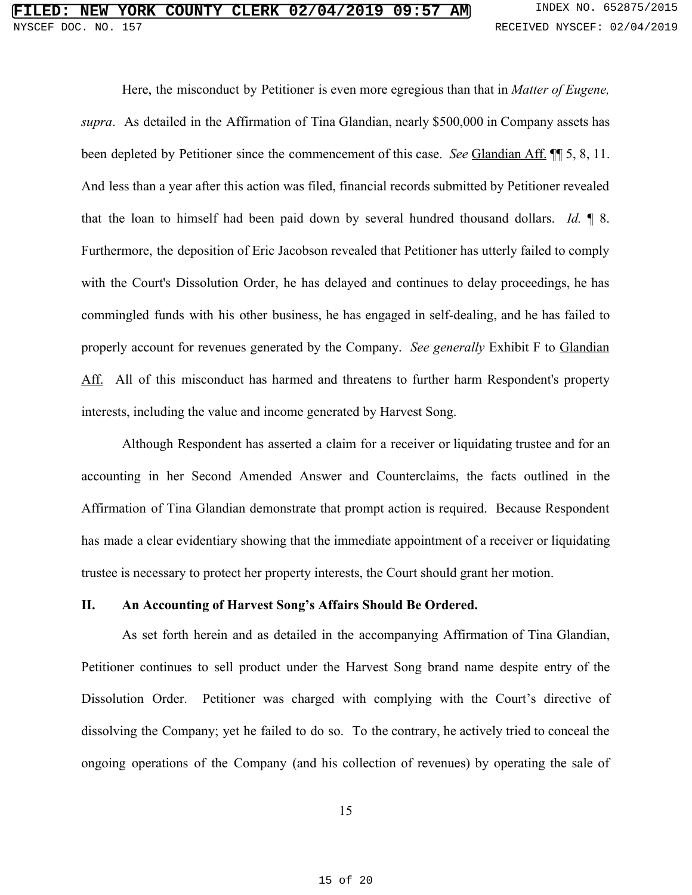Here, the misconduct by Petitioner is even more egregious than that in *Matter of Eugene, supra*. As detailed in the Affirmation of Tina Glandian, nearly $500,000 in Company assets has been depleted by Petitioner since the commencement of this case. *See* Glandian Aff. ¶¶ 5, 8, 11. And less than a year after this action was filed, financial records submitted by Petitioner revealed that the loan to himself had been paid down by several hundred thousand dollars. *Id.* ¶ 8. Furthermore, the deposition of Eric Jacobson revealed that Petitioner has utterly failed to comply with the Court's Dissolution Order, he has delayed and continues to delay proceedings, he has commingled funds with his other business, he has engaged in self-dealing, and he has failed to properly account for revenues generated by the Company. *See generally* Exhibit F to Glandian Aff. All of this misconduct has harmed and threatens to further harm Respondent's property interests, including the value and income generated by Harvest Song.

Although Respondent has asserted a claim for a receiver or liquidating trustee and for an accounting in her Second Amended Answer and Counterclaims, the facts outlined in the Affirmation of Tina Glandian demonstrate that prompt action is required. Because Respondent has made a clear evidentiary showing that the immediate appointment of a receiver or liquidating trustee is necessary to protect her property interests, the Court should grant her motion.

## II. An Accounting of Harvest Song's Affairs Should Be Ordered.

As set forth herein and as detailed in the accompanying Affirmation of Tina Glandian, Petitioner continues to sell product under the Harvest Song brand name despite entry of the Dissolution Order. Petitioner was charged with complying with the Court's directive of dissolving the Company; yet he failed to do so. To the contrary, he actively tried to conceal the ongoing operations of the Company (and his collection of revenues) by operating the sale of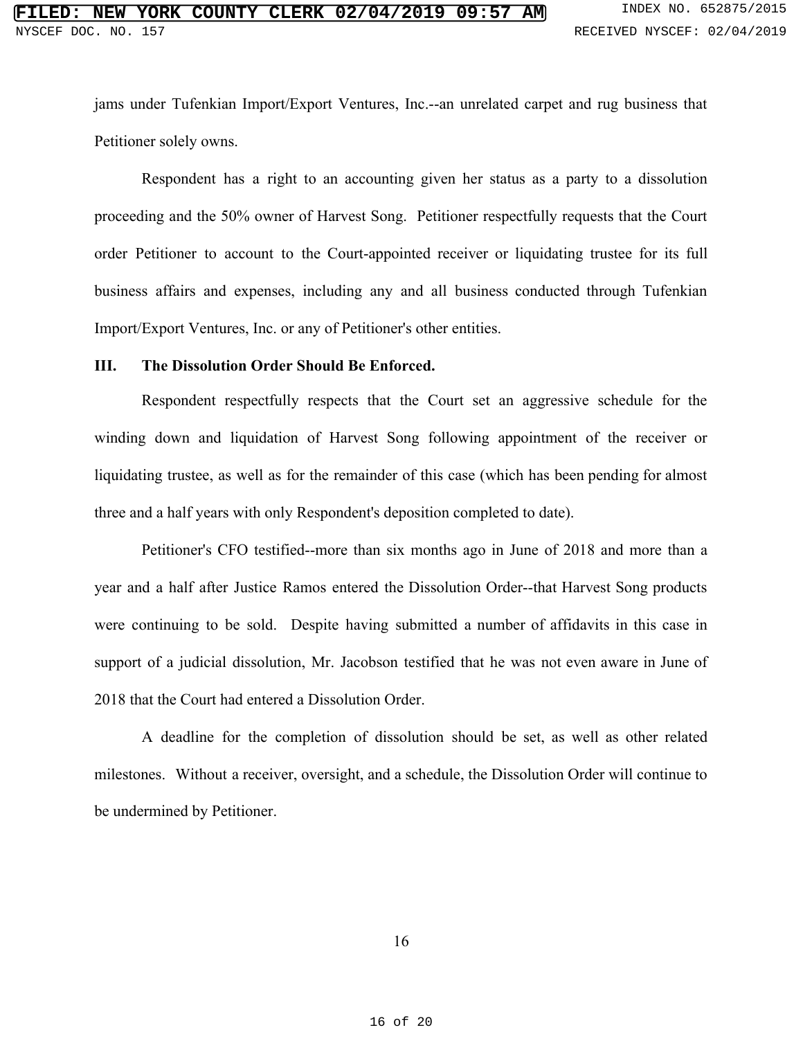jams under Tufenkian Import/Export Ventures, Inc.--an unrelated carpet and rug business that Petitioner solely owns.

Respondent has a right to an accounting given her status as a party to a dissolution proceeding and the 50% owner of Harvest Song. Petitioner respectfully requests that the Court order Petitioner to account to the Court-appointed receiver or liquidating trustee for its full business affairs and expenses, including any and all business conducted through Tufenkian Import/Export Ventures, Inc. or any of Petitioner's other entities.

**III. The Dissolution Order Should Be Enforced.**

Respondent respectfully respects that the Court set an aggressive schedule for the winding down and liquidation of Harvest Song following appointment of the receiver or liquidating trustee, as well as for the remainder of this case (which has been pending for almost three and a half years with only Respondent's deposition completed to date).

Petitioner's CFO testified--more than six months ago in June of 2018 and more than a year and a half after Justice Ramos entered the Dissolution Order--that Harvest Song products were continuing to be sold. Despite having submitted a number of affidavits in this case in support of a judicial dissolution, Mr. Jacobson testified that he was not even aware in June of 2018 that the Court had entered a Dissolution Order.

A deadline for the completion of dissolution should be set, as well as other related milestones. Without a receiver, oversight, and a schedule, the Dissolution Order will continue to be undermined by Petitioner.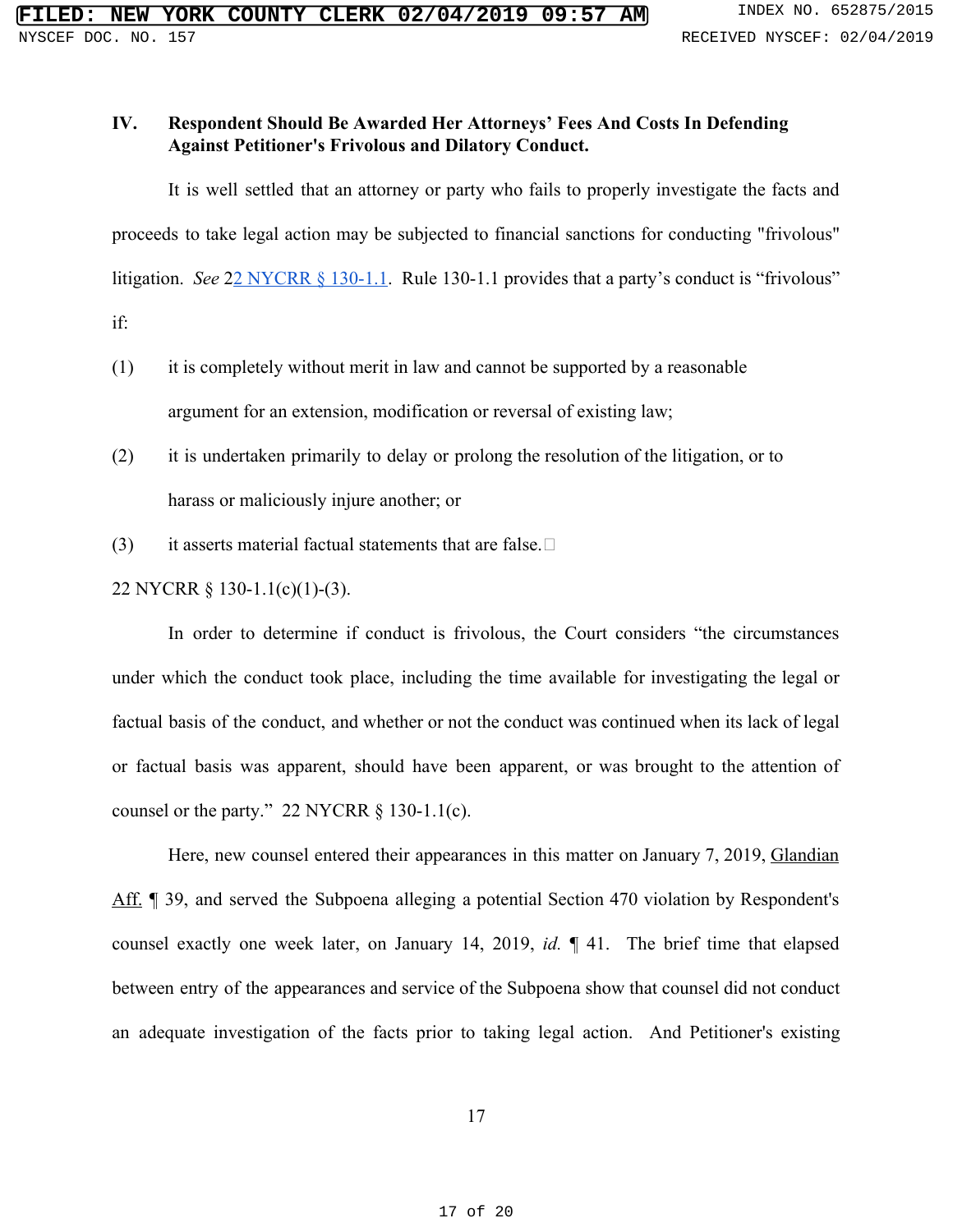### IV. Respondent Should Be Awarded Her Attorneys' Fees And Costs In Defending Against Petitioner's Frivolous and Dilatory Conduct.

It is well settled that an attorney or party who fails to properly investigate the facts and proceeds to take legal action may be subjected to financial sanctions for conducting "frivolous" litigation. *See* 22 NYCRR § 130-1.1. Rule 130-1.1 provides that a party's conduct is "frivolous" if:

(1) it is completely without merit in law and cannot be supported by a reasonable argument for an extension, modification or reversal of existing law;

(2) it is undertaken primarily to delay or prolong the resolution of the litigation, or to harass or maliciously injure another; or

(3) it asserts material factual statements that are false.

22 NYCRR § 130-1.1(c)(1)-(3).

In order to determine if conduct is frivolous, the Court considers "the circumstances under which the conduct took place, including the time available for investigating the legal or factual basis of the conduct, and whether or not the conduct was continued when its lack of legal or factual basis was apparent, should have been apparent, or was brought to the attention of counsel or the party." 22 NYCRR § 130-1.1(c).

Here, new counsel entered their appearances in this matter on January 7, 2019, Glandian Aff. ¶ 39, and served the Subpoena alleging a potential Section 470 violation by Respondent's counsel exactly one week later, on January 14, 2019, *id.* ¶ 41. The brief time that elapsed between entry of the appearances and service of the Subpoena show that counsel did not conduct an adequate investigation of the facts prior to taking legal action. And Petitioner's existing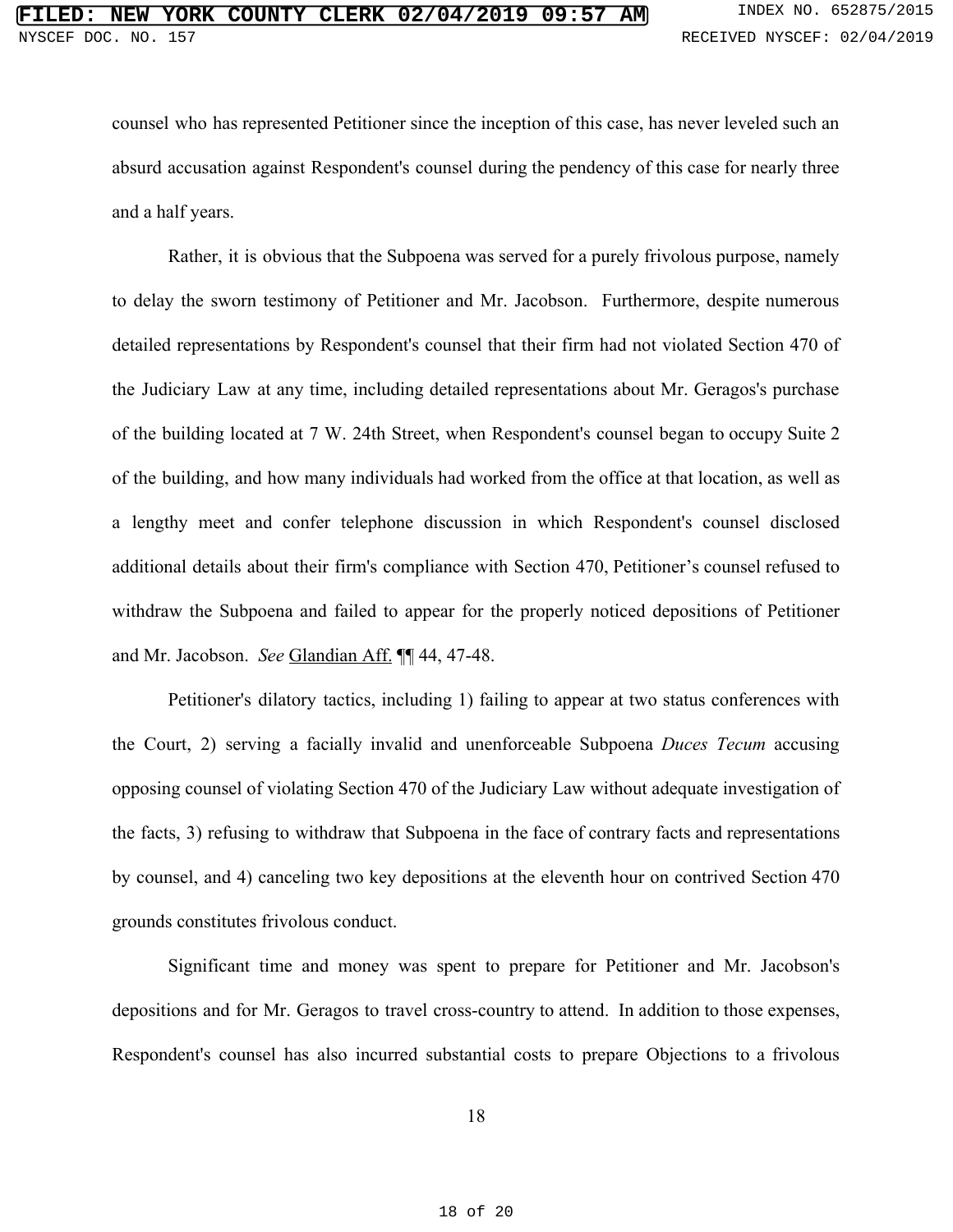counsel who has represented Petitioner since the inception of this case, has never leveled such an absurd accusation against Respondent's counsel during the pendency of this case for nearly three and a half years.

Rather, it is obvious that the Subpoena was served for a purely frivolous purpose, namely to delay the sworn testimony of Petitioner and Mr. Jacobson. Furthermore, despite numerous detailed representations by Respondent's counsel that their firm had not violated Section 470 of the Judiciary Law at any time, including detailed representations about Mr. Geragos's purchase of the building located at 7 W. 24th Street, when Respondent's counsel began to occupy Suite 2 of the building, and how many individuals had worked from the office at that location, as well as a lengthy meet and confer telephone discussion in which Respondent's counsel disclosed additional details about their firm's compliance with Section 470, Petitioner's counsel refused to withdraw the Subpoena and failed to appear for the properly noticed depositions of Petitioner and Mr. Jacobson. *See* Glandian Aff. ¶¶ 44, 47-48.

Petitioner's dilatory tactics, including 1) failing to appear at two status conferences with the Court, 2) serving a facially invalid and unenforceable Subpoena *Duces Tecum* accusing opposing counsel of violating Section 470 of the Judiciary Law without adequate investigation of the facts, 3) refusing to withdraw that Subpoena in the face of contrary facts and representations by counsel, and 4) canceling two key depositions at the eleventh hour on contrived Section 470 grounds constitutes frivolous conduct.

Significant time and money was spent to prepare for Petitioner and Mr. Jacobson's depositions and for Mr. Geragos to travel cross-country to attend. In addition to those expenses, Respondent's counsel has also incurred substantial costs to prepare Objections to a frivolous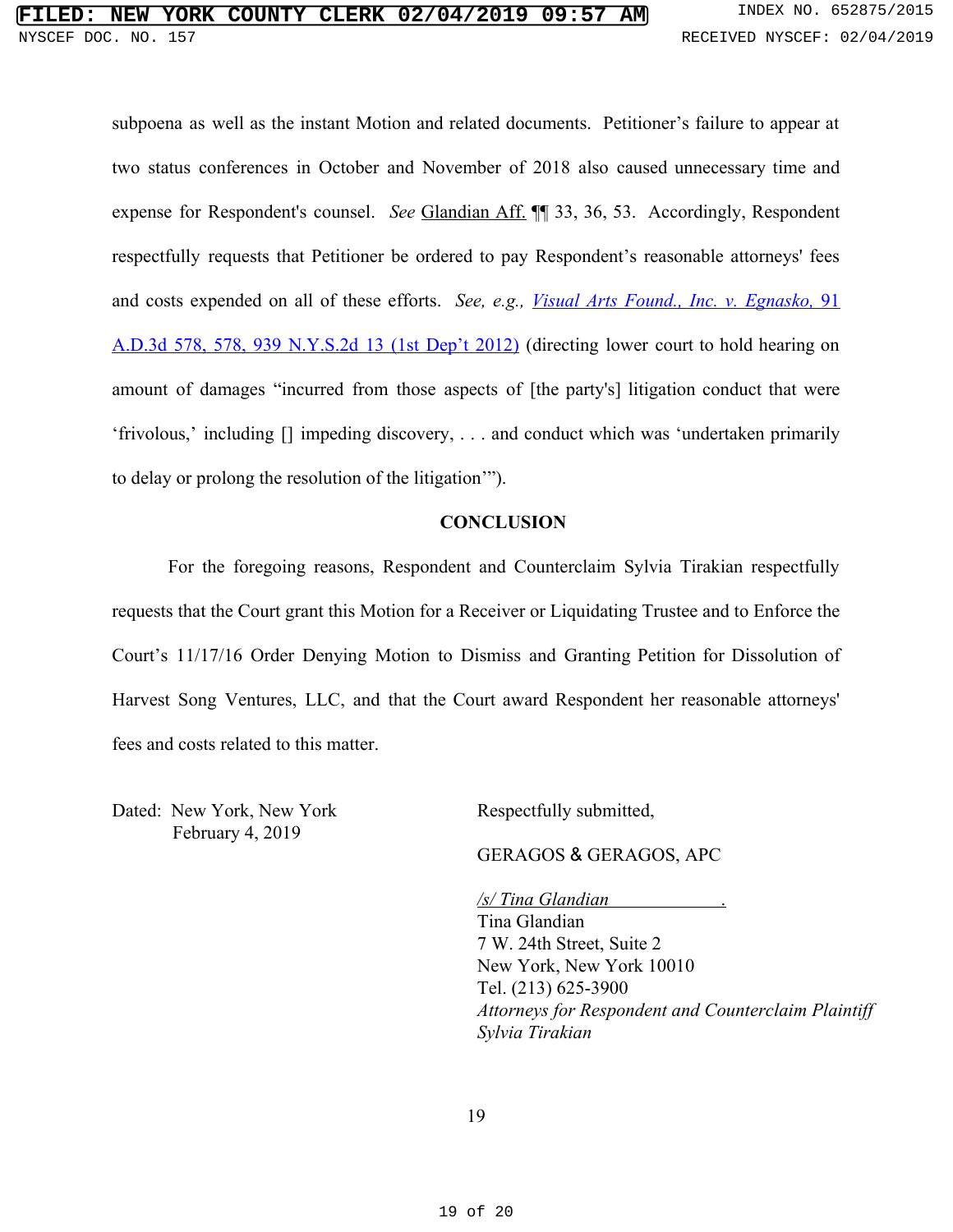subpoena as well as the instant Motion and related documents. Petitioner's failure to appear at two status conferences in October and November of 2018 also caused unnecessary time and expense for Respondent's counsel. *See* Glandian Aff. ¶¶ 33, 36, 53. Accordingly, Respondent respectfully requests that Petitioner be ordered to pay Respondent's reasonable attorneys' fees and costs expended on all of these efforts. *See, e.g., Visual Arts Found., Inc. v. Egnasko,* 91 A.D.3d 578, 578, 939 N.Y.S.2d 13 (1st Dep't 2012) (directing lower court to hold hearing on amount of damages "incurred from those aspects of [the party's] litigation conduct that were 'frivolous,' including [] impeding discovery, . . . and conduct which was 'undertaken primarily to delay or prolong the resolution of the litigation'").

## CONCLUSION

For the foregoing reasons, Respondent and Counterclaim Sylvia Tirakian respectfully requests that the Court grant this Motion for a Receiver or Liquidating Trustee and to Enforce the Court's 11/17/16 Order Denying Motion to Dismiss and Granting Petition for Dissolution of Harvest Song Ventures, LLC, and that the Court award Respondent her reasonable attorneys' fees and costs related to this matter.

Dated: New York, New York
February 4, 2019

Respectfully submitted,

GERAGOS & GERAGOS, APC

*/s/ Tina Glandian* .
Tina Glandian
7 W. 24th Street, Suite 2
New York, New York 10010
Tel. (213) 625-3900
*Attorneys for Respondent and Counterclaim Plaintiff Sylvia Tirakian*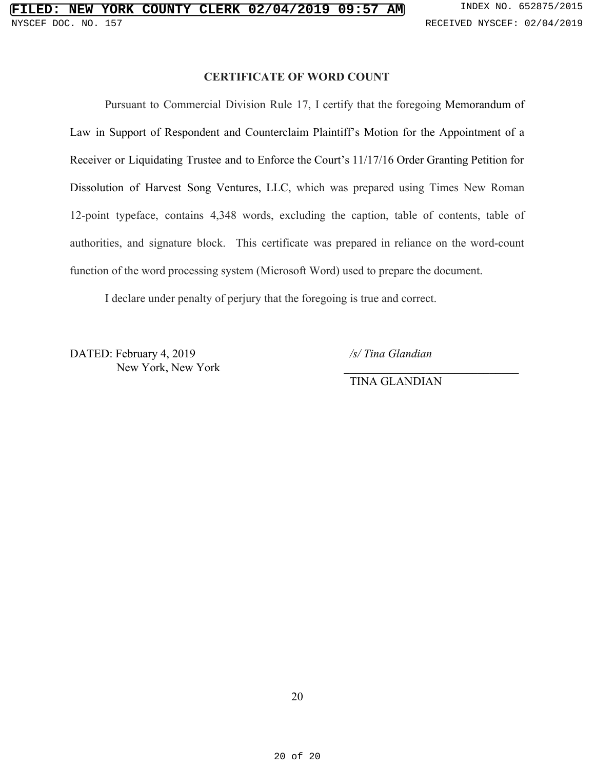## CERTIFICATE OF WORD COUNT

Pursuant to Commercial Division Rule 17, I certify that the foregoing Memorandum of Law in Support of Respondent and Counterclaim Plaintiff's Motion for the Appointment of a Receiver or Liquidating Trustee and to Enforce the Court's 11/17/16 Order Granting Petition for Dissolution of Harvest Song Ventures, LLC, which was prepared using Times New Roman 12-point typeface, contains 4,348 words, excluding the caption, table of contents, table of authorities, and signature block. This certificate was prepared in reliance on the word-count function of the word processing system (Microsoft Word) used to prepare the document.

I declare under penalty of perjury that the foregoing is true and correct.

DATED: February 4, 2019
New York, New York

*/s/ Tina Glandian*

TINA GLANDIAN